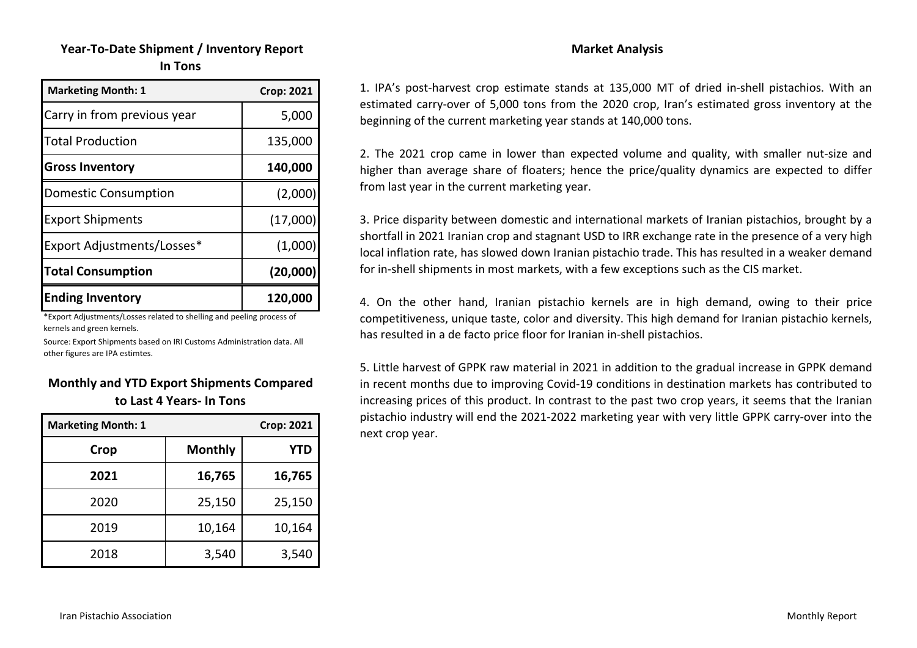## Year-To-Date Shipment / Inventory Report
### In Tons

| Marketing Month: 1 | Crop: 2021 |
|---|---|
| Carry in from previous year | 5,000 |
| Total Production | 135,000 |
| **Gross Inventory** | **140,000** |
| Domestic Consumption | (2,000) |
| Export Shipments | (17,000) |
| Export Adjustments/Losses* | (1,000) |
| **Total Consumption** | **(20,000)** |
| **Ending Inventory** | **120,000** |

*Export Adjustments/Losses related to shelling and peeling process of kernels and green kernels.

Source: Export Shipments based on IRI Customs Administration data. All other figures are IPA estimtes.

## Monthly and YTD Export Shipments Compared to Last 4 Years- In Tons

| Marketing Month: 1 | | Crop: 2021 |
|---|---|---|
| **Crop** | **Monthly** | **YTD** |
| **2021** | **16,765** | **16,765** |
| 2020 | 25,150 | 25,150 |
| 2019 | 10,164 | 10,164 |
| 2018 | 3,540 | 3,540 |

## Market Analysis

1. IPA's post-harvest crop estimate stands at 135,000 MT of dried in-shell pistachios. With an estimated carry-over of 5,000 tons from the 2020 crop, Iran's estimated gross inventory at the beginning of the current marketing year stands at 140,000 tons.

2. The 2021 crop came in lower than expected volume and quality, with smaller nut-size and higher than average share of floaters; hence the price/quality dynamics are expected to differ from last year in the current marketing year.

3. Price disparity between domestic and international markets of Iranian pistachios, brought by a shortfall in 2021 Iranian crop and stagnant USD to IRR exchange rate in the presence of a very high local inflation rate, has slowed down Iranian pistachio trade. This has resulted in a weaker demand for in-shell shipments in most markets, with a few exceptions such as the CIS market.

4. On the other hand, Iranian pistachio kernels are in high demand, owing to their price competitiveness, unique taste, color and diversity. This high demand for Iranian pistachio kernels, has resulted in a de facto price floor for Iranian in-shell pistachios.

5. Little harvest of GPPK raw material in 2021 in addition to the gradual increase in GPPK demand in recent months due to improving Covid-19 conditions in destination markets has contributed to increasing prices of this product. In contrast to the past two crop years, it seems that the Iranian pistachio industry will end the 2021-2022 marketing year with very little GPPK carry-over into the next crop year.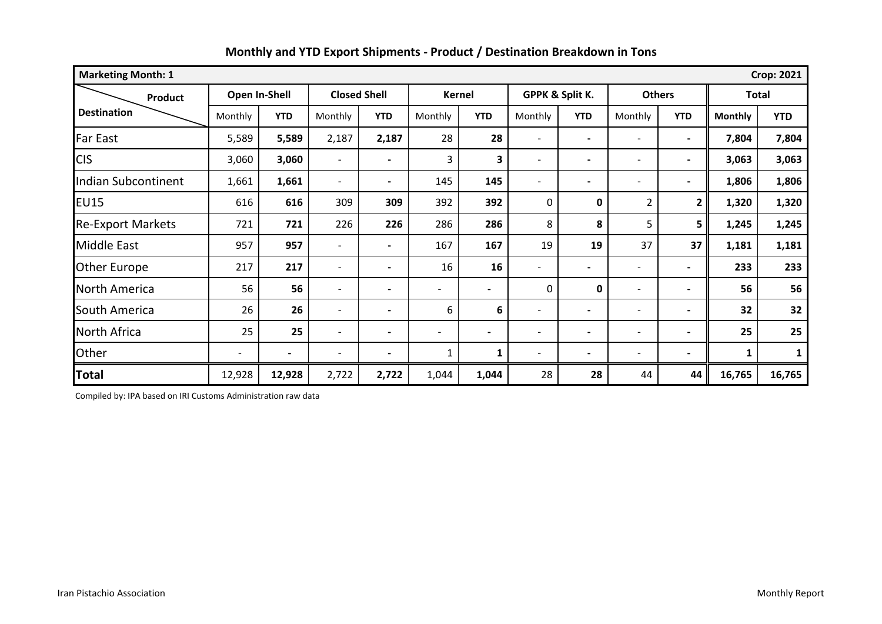## Monthly and YTD Export Shipments - Product / Destination Breakdown in Tons

| Marketing Month: 1 | | | | | | | | | | | | Crop: 2021 |
|---|---|---|---|---|---|---|---|---|---|---|---|---|
| Product / Destination | Open In-Shell | | Closed Shell | | Kernel | | GPPK & Split K. | | Others | | Total | |
| | Monthly | YTD | Monthly | YTD | Monthly | YTD | Monthly | YTD | Monthly | YTD | Monthly | YTD |
| Far East | 5,589 | **5,589** | 2,187 | **2,187** | 28 | **28** | - | - | - | - | **7,804** | **7,804** |
| CIS | 3,060 | **3,060** | - | - | 3 | **3** | - | - | - | - | **3,063** | **3,063** |
| Indian Subcontinent | 1,661 | **1,661** | - | - | 145 | **145** | - | - | - | - | **1,806** | **1,806** |
| EU15 | 616 | **616** | 309 | **309** | 392 | **392** | 0 | **0** | 2 | **2** | **1,320** | **1,320** |
| Re-Export Markets | 721 | **721** | 226 | **226** | 286 | **286** | 8 | **8** | 5 | **5** | **1,245** | **1,245** |
| Middle East | 957 | **957** | - | - | 167 | **167** | 19 | **19** | 37 | **37** | **1,181** | **1,181** |
| Other Europe | 217 | **217** | - | - | 16 | **16** | - | - | - | - | **233** | **233** |
| North America | 56 | **56** | - | - | - | - | 0 | **0** | - | - | **56** | **56** |
| South America | 26 | **26** | - | - | 6 | **6** | - | - | - | - | **32** | **32** |
| North Africa | 25 | **25** | - | - | - | - | - | - | - | - | **25** | **25** |
| Other | - | - | - | - | 1 | **1** | - | - | - | - | **1** | **1** |
| **Total** | 12,928 | **12,928** | 2,722 | **2,722** | 1,044 | **1,044** | 28 | **28** | 44 | **44** | **16,765** | **16,765** |

Compiled by: IPA based on IRI Customs Administration raw data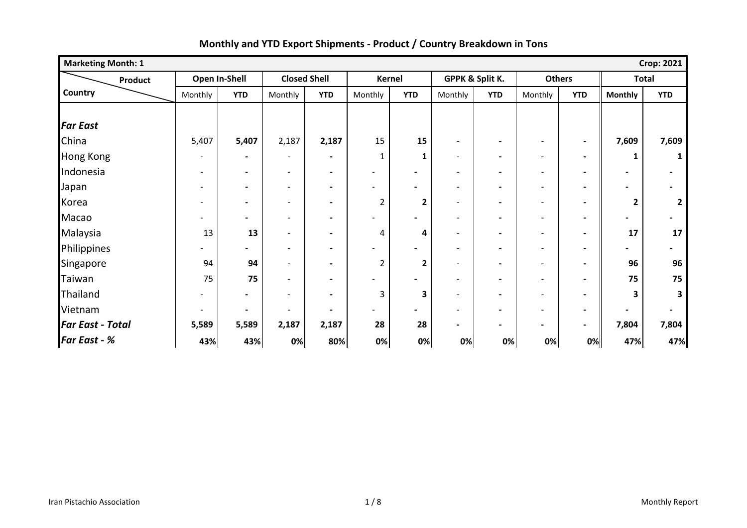# Monthly and YTD Export Shipments - Product / Country Breakdown in Tons

| Marketing Month: 1 | | | | | | | | | | | | Crop: 2021 |
|---|---|---|---|---|---|---|---|---|---|---|---|---|
| Product / Country | Open In-Shell | | Closed Shell | | Kernel | | GPPK & Split K. | | Others | | Total | |
| | Monthly | YTD | Monthly | YTD | Monthly | YTD | Monthly | YTD | Monthly | YTD | Monthly | YTD |
| ***Far East*** | | | | | | | | | | | | |
| China | 5,407 | **5,407** | 2,187 | **2,187** | 15 | **15** | - | - | - | - | **7,609** | **7,609** |
| Hong Kong | - | - | - | - | 1 | **1** | - | - | - | - | **1** | **1** |
| Indonesia | - | - | - | - | - | - | - | - | - | - | - | - |
| Japan | - | - | - | - | - | - | - | - | - | - | - | - |
| Korea | - | - | - | - | 2 | **2** | - | - | - | - | **2** | **2** |
| Macao | - | - | - | - | - | - | - | - | - | - | - | - |
| Malaysia | 13 | **13** | - | - | 4 | **4** | - | - | - | - | **17** | **17** |
| Philippines | - | - | - | - | - | - | - | - | - | - | - | - |
| Singapore | 94 | **94** | - | - | 2 | **2** | - | - | - | - | **96** | **96** |
| Taiwan | 75 | **75** | - | - | - | - | - | - | - | - | **75** | **75** |
| Thailand | - | - | - | - | 3 | **3** | - | - | - | - | **3** | **3** |
| Vietnam | - | - | - | - | - | - | - | - | - | - | - | - |
| ***Far East - Total*** | **5,589** | **5,589** | **2,187** | **2,187** | **28** | **28** | - | - | - | - | **7,804** | **7,804** |
| ***Far East - %*** | **43%** | **43%** | **0%** | **80%** | **0%** | **0%** | **0%** | **0%** | **0%** | **0%** | **47%** | **47%** |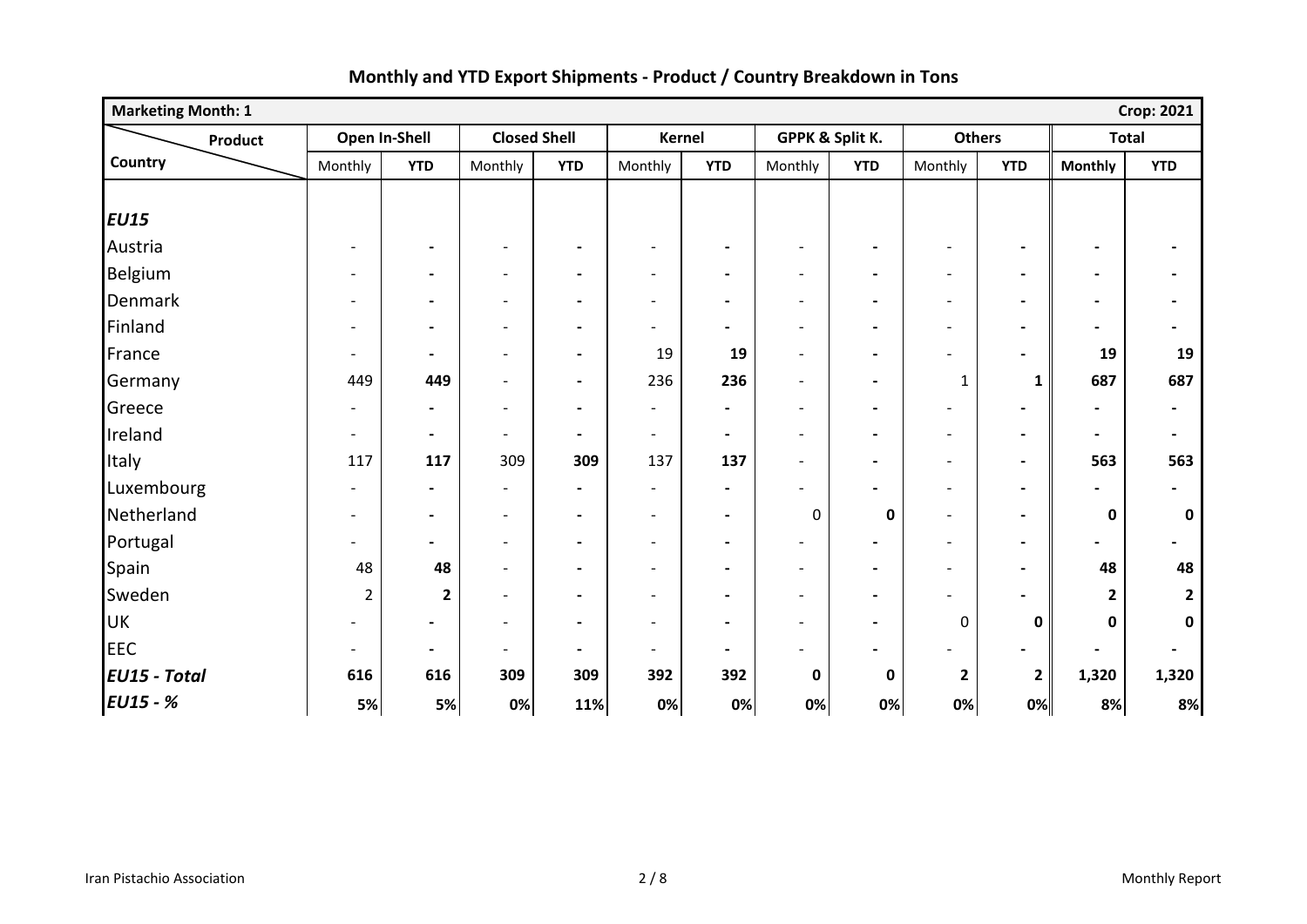## Monthly and YTD Export Shipments - Product / Country Breakdown in Tons

| Marketing Month: 1 | | | | | | | | | | | | Crop: 2021 |
|---|---|---|---|---|---|---|---|---|---|---|---|---|
| Product / Country | Open In-Shell | | Closed Shell | | Kernel | | GPPK & Split K. | | Others | | Total | |
| | Monthly | YTD | Monthly | YTD | Monthly | YTD | Monthly | YTD | Monthly | YTD | Monthly | YTD |
| ***EU15*** | | | | | | | | | | | | |
| Austria | - | - | - | - | - | - | - | - | - | - | - | - |
| Belgium | - | - | - | - | - | - | - | - | - | - | - | - |
| Denmark | - | - | - | - | - | - | - | - | - | - | - | - |
| Finland | - | - | - | - | - | - | - | - | - | - | - | - |
| France | - | - | - | - | 19 | 19 | - | - | - | - | 19 | 19 |
| Germany | 449 | 449 | - | - | 236 | 236 | - | - | 1 | 1 | 687 | 687 |
| Greece | - | - | - | - | - | - | - | - | - | - | - | - |
| Ireland | - | - | - | - | - | - | - | - | - | - | - | - |
| Italy | 117 | 117 | 309 | 309 | 137 | 137 | - | - | - | - | 563 | 563 |
| Luxembourg | - | - | - | - | - | - | - | - | - | - | - | - |
| Netherland | - | - | - | - | - | - | 0 | 0 | - | - | 0 | 0 |
| Portugal | - | - | - | - | - | - | - | - | - | - | - | - |
| Spain | 48 | 48 | - | - | - | - | - | - | - | - | 48 | 48 |
| Sweden | 2 | 2 | - | - | - | - | - | - | - | - | 2 | 2 |
| UK | - | - | - | - | - | - | - | - | 0 | 0 | 0 | 0 |
| EEC | - | - | - | - | - | - | - | - | - | - | - | - |
| ***EU15 - Total*** | 616 | 616 | 309 | 309 | 392 | 392 | 0 | 0 | 2 | 2 | 1,320 | 1,320 |
| ***EU15 - %*** | 5% | 5% | 0% | 11% | 0% | 0% | 0% | 0% | 0% | 0% | 8% | 8% |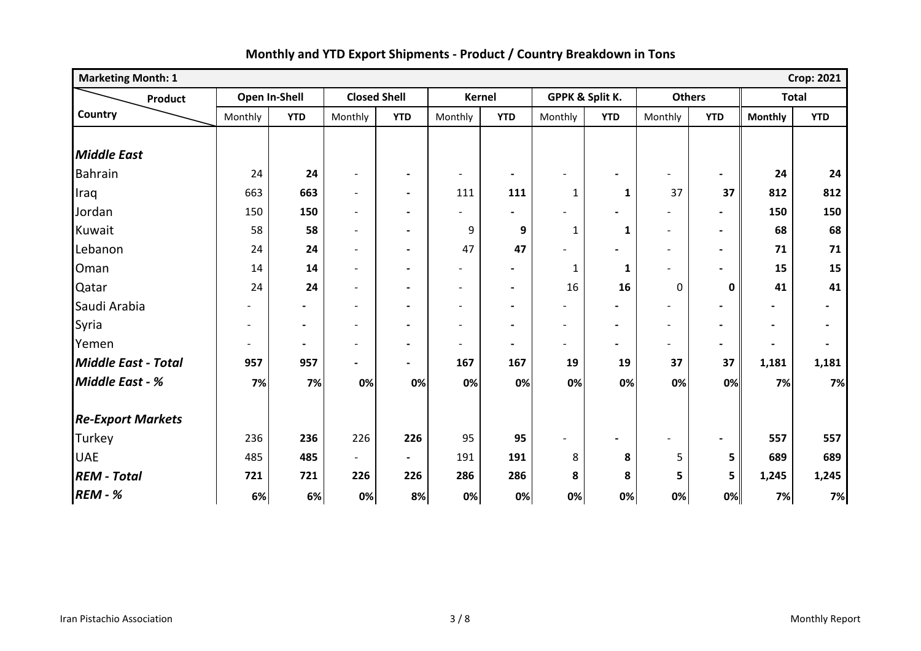# Monthly and YTD Export Shipments - Product / Country Breakdown in Tons

| Marketing Month: 1 | | | | | | | | | | | | Crop: 2021 |
|---|---|---|---|---|---|---|---|---|---|---|---|---|
| Product / Country | Open In-Shell | | Closed Shell | | Kernel | | GPPK & Split K. | | Others | | Total | |
| | Monthly | YTD | Monthly | YTD | Monthly | YTD | Monthly | YTD | Monthly | YTD | Monthly | YTD |
| ***Middle East*** | | | | | | | | | | | | |
| Bahrain | 24 | **24** | - | - | - | - | - | - | - | - | **24** | **24** |
| Iraq | 663 | **663** | - | - | 111 | **111** | 1 | **1** | 37 | **37** | **812** | **812** |
| Jordan | 150 | **150** | - | - | - | - | - | - | - | - | **150** | **150** |
| Kuwait | 58 | **58** | - | - | 9 | **9** | 1 | **1** | - | - | **68** | **68** |
| Lebanon | 24 | **24** | - | - | 47 | **47** | - | - | - | - | **71** | **71** |
| Oman | 14 | **14** | - | - | - | - | 1 | **1** | - | - | **15** | **15** |
| Qatar | 24 | **24** | - | - | - | - | 16 | **16** | 0 | **0** | **41** | **41** |
| Saudi Arabia | - | - | - | - | - | - | - | - | - | - | - | - |
| Syria | - | - | - | - | - | - | - | - | - | - | - | - |
| Yemen | - | - | - | - | - | - | - | - | - | - | - | - |
| ***Middle East - Total*** | **957** | **957** | - | - | **167** | **167** | **19** | **19** | **37** | **37** | **1,181** | **1,181** |
| ***Middle East - %*** | **7%** | **7%** | **0%** | **0%** | **0%** | **0%** | **0%** | **0%** | **0%** | **0%** | **7%** | **7%** |
| ***Re-Export Markets*** | | | | | | | | | | | | |
| Turkey | 236 | **236** | 226 | **226** | 95 | **95** | - | - | - | - | **557** | **557** |
| UAE | 485 | **485** | - | - | 191 | **191** | 8 | **8** | 5 | **5** | **689** | **689** |
| ***REM - Total*** | **721** | **721** | **226** | **226** | **286** | **286** | **8** | **8** | **5** | **5** | **1,245** | **1,245** |
| ***REM - %*** | **6%** | **6%** | **0%** | **8%** | **0%** | **0%** | **0%** | **0%** | **0%** | **0%** | **7%** | **7%** |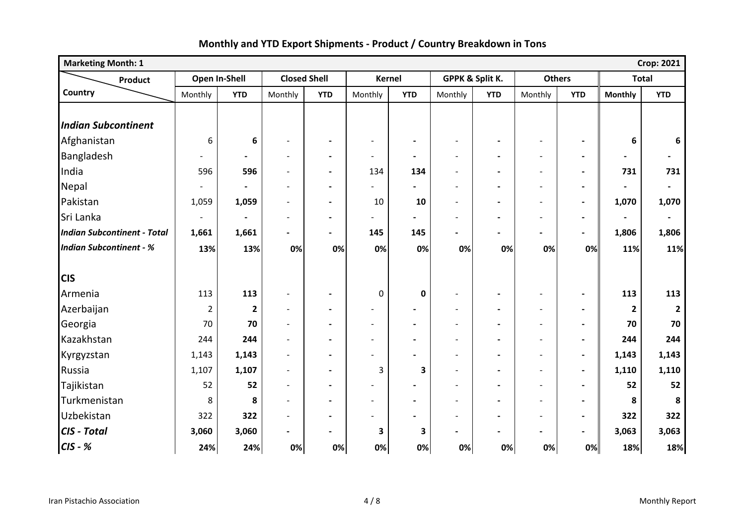## Monthly and YTD Export Shipments - Product / Country Breakdown in Tons

| Marketing Month: 1 | | | | | | | | | | | | Crop: 2021 |
|---|---|---|---|---|---|---|---|---|---|---|---|---|
| **Product / Country** | **Open In-Shell** | | **Closed Shell** | | **Kernel** | | **GPPK & Split K.** | | **Others** | | **Total** | |
| | Monthly | **YTD** | Monthly | **YTD** | Monthly | **YTD** | Monthly | **YTD** | Monthly | **YTD** | **Monthly** | **YTD** |
| ***Indian Subcontinent*** | | | | | | | | | | | | |
| Afghanistan | 6 | **6** | - | **-** | - | **-** | - | **-** | - | **-** | **6** | **6** |
| Bangladesh | - | **-** | - | **-** | - | **-** | - | **-** | - | **-** | **-** | **-** |
| India | 596 | **596** | - | **-** | 134 | **134** | - | **-** | - | **-** | **731** | **731** |
| Nepal | - | **-** | - | **-** | - | **-** | - | **-** | - | **-** | **-** | **-** |
| Pakistan | 1,059 | **1,059** | - | **-** | 10 | **10** | - | **-** | - | **-** | **1,070** | **1,070** |
| Sri Lanka | - | **-** | - | **-** | - | **-** | - | **-** | - | **-** | **-** | **-** |
| ***Indian Subcontinent - Total*** | **1,661** | **1,661** | **-** | **-** | **145** | **145** | **-** | **-** | **-** | **-** | **1,806** | **1,806** |
| ***Indian Subcontinent - %*** | **13%** | **13%** | **0%** | **0%** | **0%** | **0%** | **0%** | **0%** | **0%** | **0%** | **11%** | **11%** |
| **CIS** | | | | | | | | | | | | |
| Armenia | 113 | **113** | - | **-** | 0 | **0** | - | **-** | - | **-** | **113** | **113** |
| Azerbaijan | 2 | **2** | - | **-** | - | **-** | - | **-** | - | **-** | **2** | **2** |
| Georgia | 70 | **70** | - | **-** | - | **-** | - | **-** | - | **-** | **70** | **70** |
| Kazakhstan | 244 | **244** | - | **-** | - | **-** | - | **-** | - | **-** | **244** | **244** |
| Kyrgyzstan | 1,143 | **1,143** | - | **-** | - | **-** | - | **-** | - | **-** | **1,143** | **1,143** |
| Russia | 1,107 | **1,107** | - | **-** | 3 | **3** | - | **-** | - | **-** | **1,110** | **1,110** |
| Tajikistan | 52 | **52** | - | **-** | - | **-** | - | **-** | - | **-** | **52** | **52** |
| Turkmenistan | 8 | **8** | - | **-** | - | **-** | - | **-** | - | **-** | **8** | **8** |
| Uzbekistan | 322 | **322** | - | **-** | - | **-** | - | **-** | - | **-** | **322** | **322** |
| ***CIS - Total*** | **3,060** | **3,060** | **-** | **-** | **3** | **3** | **-** | **-** | **-** | **-** | **3,063** | **3,063** |
| ***CIS - %*** | **24%** | **24%** | **0%** | **0%** | **0%** | **0%** | **0%** | **0%** | **0%** | **0%** | **18%** | **18%** |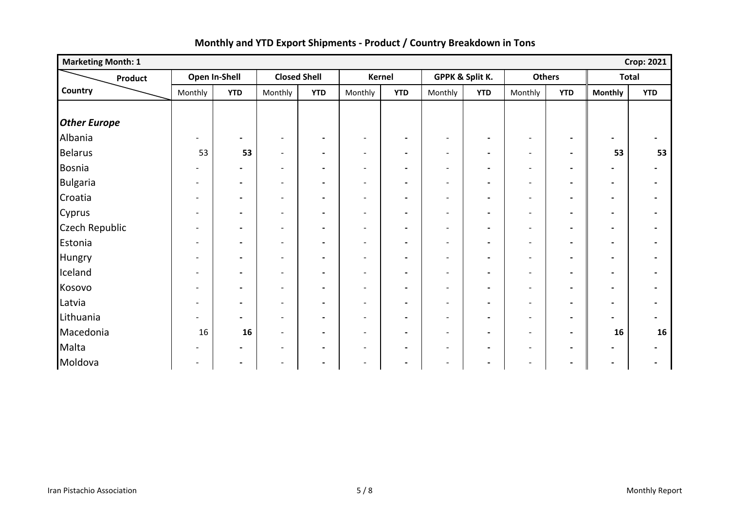## Monthly and YTD Export Shipments - Product / Country Breakdown in Tons

| Marketing Month: 1 | | | | | | | | | | | | Crop: 2021 |
|---|---|---|---|---|---|---|---|---|---|---|---|---|
| Product / Country | Open In-Shell | | Closed Shell | | Kernel | | GPPK & Split K. | | Others | | Total | |
| | Monthly | YTD | Monthly | YTD | Monthly | YTD | Monthly | YTD | Monthly | YTD | Monthly | YTD |
| ***Other Europe*** | | | | | | | | | | | | |
| Albania | - | - | - | - | - | - | - | - | - | - | - | - |
| Belarus | 53 | 53 | - | - | - | - | - | - | - | - | 53 | 53 |
| Bosnia | - | - | - | - | - | - | - | - | - | - | - | - |
| Bulgaria | - | - | - | - | - | - | - | - | - | - | - | - |
| Croatia | - | - | - | - | - | - | - | - | - | - | - | - |
| Cyprus | - | - | - | - | - | - | - | - | - | - | - | - |
| Czech Republic | - | - | - | - | - | - | - | - | - | - | - | - |
| Estonia | - | - | - | - | - | - | - | - | - | - | - | - |
| Hungry | - | - | - | - | - | - | - | - | - | - | - | - |
| Iceland | - | - | - | - | - | - | - | - | - | - | - | - |
| Kosovo | - | - | - | - | - | - | - | - | - | - | - | - |
| Latvia | - | - | - | - | - | - | - | - | - | - | - | - |
| Lithuania | - | - | - | - | - | - | - | - | - | - | - | - |
| Macedonia | 16 | 16 | - | - | - | - | - | - | - | - | 16 | 16 |
| Malta | - | - | - | - | - | - | - | - | - | - | - | - |
| Moldova | - | - | - | - | - | - | - | - | - | - | - | - |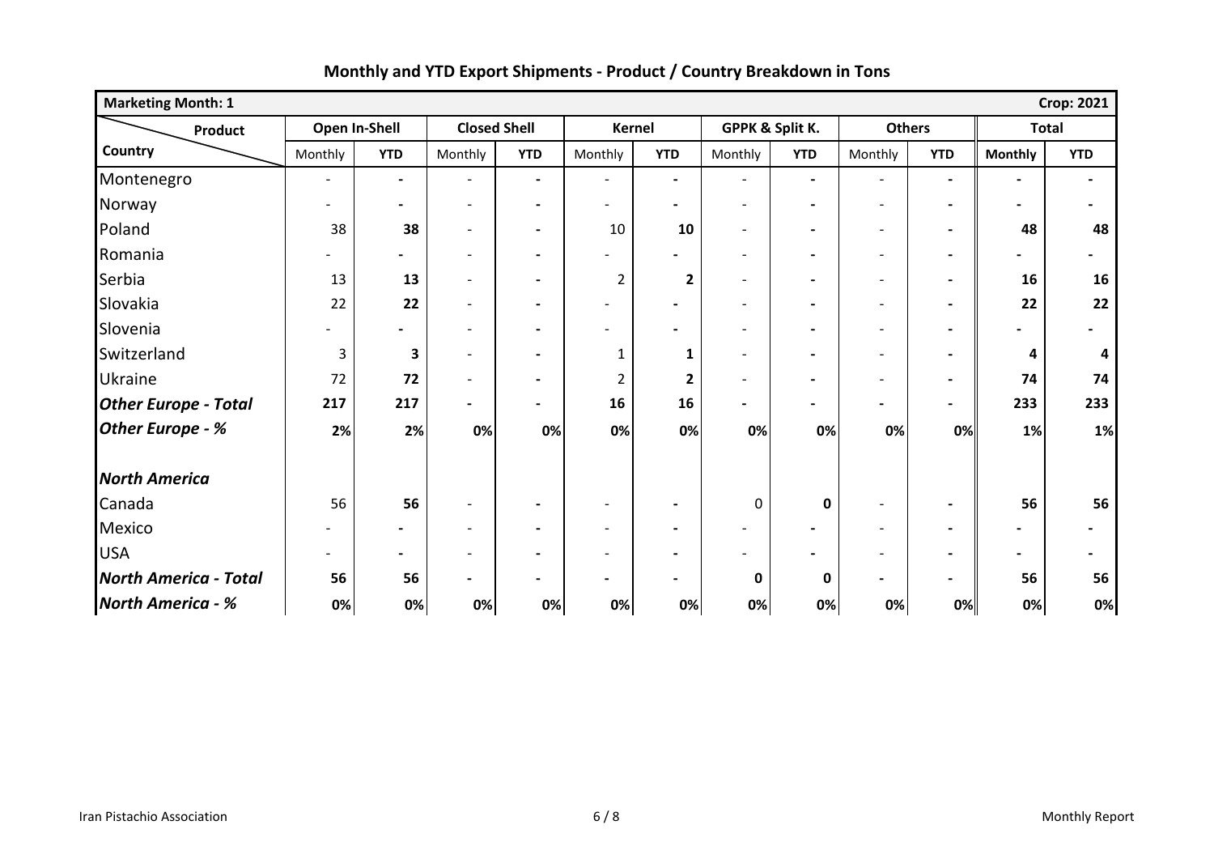## Monthly and YTD Export Shipments - Product / Country Breakdown in Tons

| Marketing Month: 1 | | | | | | | | | | | | Crop: 2021 |
|---|---|---|---|---|---|---|---|---|---|---|---|---|
| **Product / Country** | **Open In-Shell** | | **Closed Shell** | | **Kernel** | | **GPPK & Split K.** | | **Others** | | **Total** | |
| | Monthly | **YTD** | Monthly | **YTD** | Monthly | **YTD** | Monthly | **YTD** | Monthly | **YTD** | **Monthly** | **YTD** |
| Montenegro | - | **-** | - | **-** | - | **-** | - | **-** | - | **-** | **-** | **-** |
| Norway | - | **-** | - | **-** | - | **-** | - | **-** | - | **-** | **-** | **-** |
| Poland | 38 | **38** | - | **-** | 10 | **10** | - | **-** | - | **-** | **48** | **48** |
| Romania | - | **-** | - | **-** | - | **-** | - | **-** | - | **-** | **-** | **-** |
| Serbia | 13 | **13** | - | **-** | 2 | **2** | - | **-** | - | **-** | **16** | **16** |
| Slovakia | 22 | **22** | - | **-** | - | **-** | - | **-** | - | **-** | **22** | **22** |
| Slovenia | - | **-** | - | **-** | - | **-** | - | **-** | - | **-** | **-** | **-** |
| Switzerland | 3 | **3** | - | **-** | 1 | **1** | - | **-** | - | **-** | **4** | **4** |
| Ukraine | 72 | **72** | - | **-** | 2 | **2** | - | **-** | - | **-** | **74** | **74** |
| ***Other Europe - Total*** | **217** | **217** | **-** | **-** | **16** | **16** | **-** | **-** | **-** | **-** | **233** | **233** |
| ***Other Europe - %*** | **2%** | **2%** | **0%** | **0%** | **0%** | **0%** | **0%** | **0%** | **0%** | **0%** | **1%** | **1%** |
| ***North America*** | | | | | | | | | | | | |
| Canada | 56 | **56** | - | **-** | - | **-** | 0 | **0** | - | **-** | **56** | **56** |
| Mexico | - | **-** | - | **-** | - | **-** | - | **-** | - | **-** | **-** | **-** |
| USA | - | **-** | - | **-** | - | **-** | - | **-** | - | **-** | **-** | **-** |
| ***North America - Total*** | **56** | **56** | **-** | **-** | **-** | **-** | **0** | **0** | **-** | **-** | **56** | **56** |
| ***North America - %*** | **0%** | **0%** | **0%** | **0%** | **0%** | **0%** | **0%** | **0%** | **0%** | **0%** | **0%** | **0%** |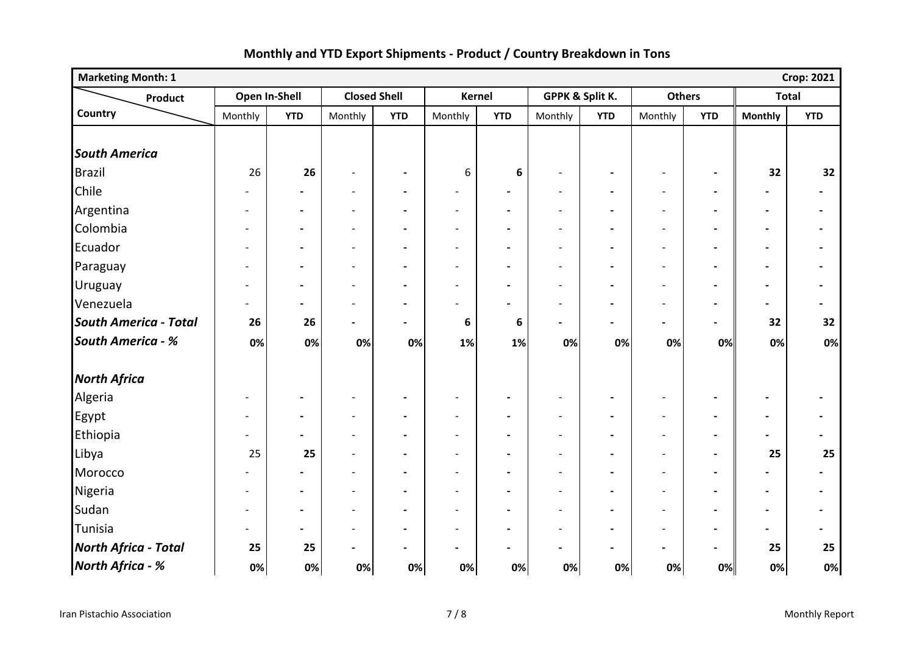# Monthly and YTD Export Shipments - Product / Country Breakdown in Tons

| Marketing Month: 1 | | | | | | | | | | | | Crop: 2021 |
|---|---|---|---|---|---|---|---|---|---|---|---|---|
| Product / Country | Open In-Shell | | Closed Shell | | Kernel | | GPPK & Split K. | | Others | | Total | |
| | Monthly | YTD | Monthly | YTD | Monthly | YTD | Monthly | YTD | Monthly | YTD | Monthly | YTD |
| ***South America*** | | | | | | | | | | | | |
| Brazil | 26 | **26** | - | - | 6 | **6** | - | - | - | - | **32** | **32** |
| Chile | - | - | - | - | - | - | - | - | - | - | - | - |
| Argentina | - | - | - | - | - | - | - | - | - | - | - | - |
| Colombia | - | - | - | - | - | - | - | - | - | - | - | - |
| Ecuador | - | - | - | - | - | - | - | - | - | - | - | - |
| Paraguay | - | - | - | - | - | - | - | - | - | - | - | - |
| Uruguay | - | - | - | - | - | - | - | - | - | - | - | - |
| Venezuela | - | - | - | - | - | - | - | - | - | - | - | - |
| ***South America - Total*** | **26** | **26** | **-** | **-** | **6** | **6** | **-** | **-** | **-** | **-** | **32** | **32** |
| ***South America - %*** | **0%** | **0%** | **0%** | **0%** | **1%** | **1%** | **0%** | **0%** | **0%** | **0%** | **0%** | **0%** |
| ***North Africa*** | | | | | | | | | | | | |
| Algeria | - | - | - | - | - | - | - | - | - | - | - | - |
| Egypt | - | - | - | - | - | - | - | - | - | - | - | - |
| Ethiopia | - | - | - | - | - | - | - | - | - | - | - | - |
| Libya | 25 | **25** | - | - | - | - | - | - | - | - | **25** | **25** |
| Morocco | - | - | - | - | - | - | - | - | - | - | - | - |
| Nigeria | - | - | - | - | - | - | - | - | - | - | - | - |
| Sudan | - | - | - | - | - | - | - | - | - | - | - | - |
| Tunisia | - | - | - | - | - | - | - | - | - | - | - | - |
| ***North Africa - Total*** | **25** | **25** | **-** | **-** | **-** | **-** | **-** | **-** | **-** | **-** | **25** | **25** |
| ***North Africa - %*** | **0%** | **0%** | **0%** | **0%** | **0%** | **0%** | **0%** | **0%** | **0%** | **0%** | **0%** | **0%** |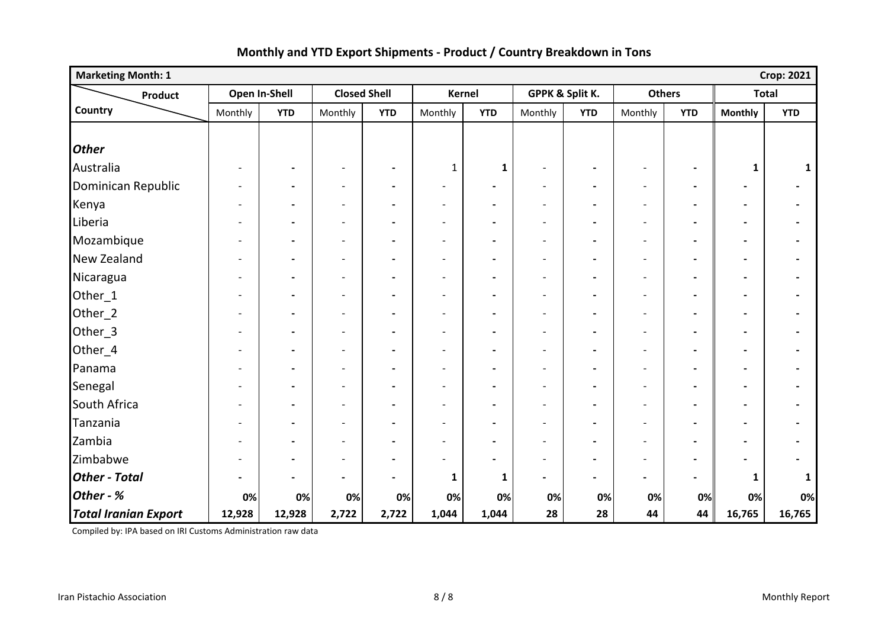## Monthly and YTD Export Shipments - Product / Country Breakdown in Tons

| Marketing Month: 1 | | | | | | | | | | | | Crop: 2021 |
|---|---|---|---|---|---|---|---|---|---|---|---|---|
| Product / Country | Open In-Shell | | Closed Shell | | Kernel | | GPPK & Split K. | | Others | | Total | |
| | Monthly | YTD | Monthly | YTD | Monthly | YTD | Monthly | YTD | Monthly | YTD | Monthly | YTD |
| ***Other*** | | | | | | | | | | | | |
| Australia | - | - | - | - | 1 | 1 | - | - | - | - | 1 | 1 |
| Dominican Republic | - | - | - | - | - | - | - | - | - | - | - | - |
| Kenya | - | - | - | - | - | - | - | - | - | - | - | - |
| Liberia | - | - | - | - | - | - | - | - | - | - | - | - |
| Mozambique | - | - | - | - | - | - | - | - | - | - | - | - |
| New Zealand | - | - | - | - | - | - | - | - | - | - | - | - |
| Nicaragua | - | - | - | - | - | - | - | - | - | - | - | - |
| Other_1 | - | - | - | - | - | - | - | - | - | - | - | - |
| Other_2 | - | - | - | - | - | - | - | - | - | - | - | - |
| Other_3 | - | - | - | - | - | - | - | - | - | - | - | - |
| Other_4 | - | - | - | - | - | - | - | - | - | - | - | - |
| Panama | - | - | - | - | - | - | - | - | - | - | - | - |
| Senegal | - | - | - | - | - | - | - | - | - | - | - | - |
| South Africa | - | - | - | - | - | - | - | - | - | - | - | - |
| Tanzania | - | - | - | - | - | - | - | - | - | - | - | - |
| Zambia | - | - | - | - | - | - | - | - | - | - | - | - |
| Zimbabwe | - | - | - | - | - | - | - | - | - | - | - | - |
| ***Other - Total*** | - | - | - | - | 1 | 1 | - | - | - | - | 1 | 1 |
| ***Other - %*** | 0% | 0% | 0% | 0% | 0% | 0% | 0% | 0% | 0% | 0% | 0% | 0% |
| ***Total Iranian Export*** | 12,928 | 12,928 | 2,722 | 2,722 | 1,044 | 1,044 | 28 | 28 | 44 | 44 | 16,765 | 16,765 |

Compiled by: IPA based on IRI Customs Administration raw data